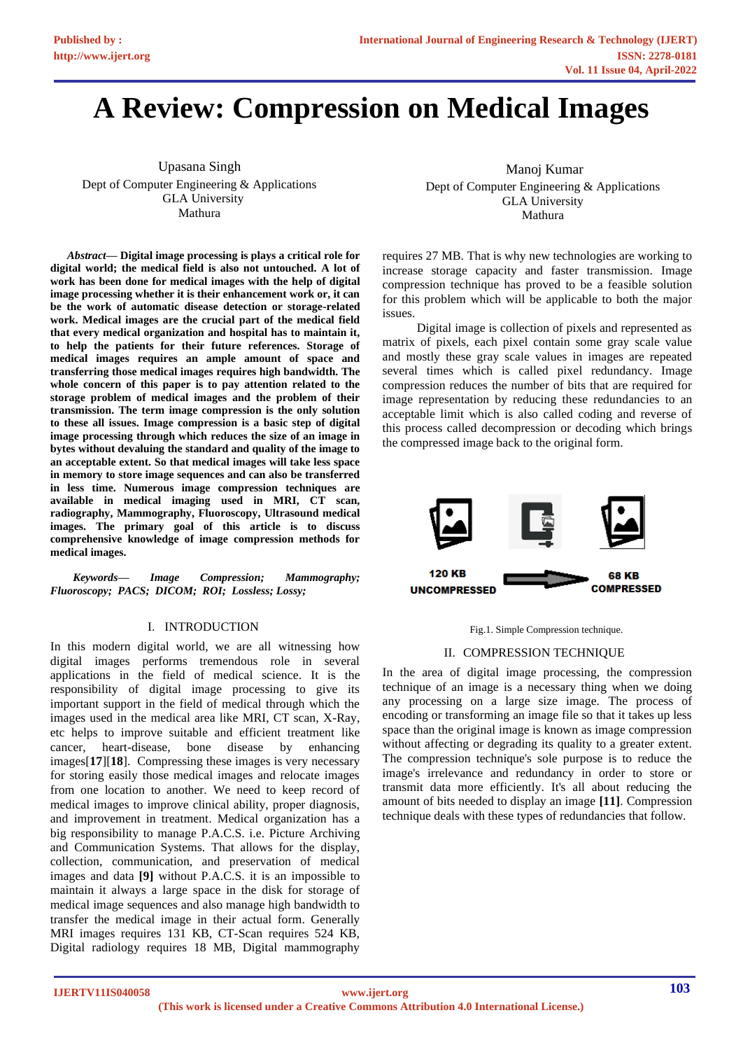# A Review: Compression on Medical Images

Upasana Singh
Dept of Computer Engineering & Applications
GLA University
Mathura

Manoj Kumar
Dept of Computer Engineering & Applications
GLA University
Mathura

***Abstract*— Digital image processing is plays a critical role for digital world; the medical field is also not untouched. A lot of work has been done for medical images with the help of digital image processing whether it is their enhancement work or, it can be the work of automatic disease detection or storage-related work. Medical images are the crucial part of the medical field that every medical organization and hospital has to maintain it, to help the patients for their future references. Storage of medical images requires an ample amount of space and transferring those medical images requires high bandwidth. The whole concern of this paper is to pay attention related to the storage problem of medical images and the problem of their transmission. The term image compression is the only solution to these all issues. Image compression is a basic step of digital image processing through which reduces the size of an image in bytes without devaluing the standard and quality of the image to an acceptable extent. So that medical images will take less space in memory to store image sequences and can also be transferred in less time. Numerous image compression techniques are available in medical imaging used in MRI, CT scan, radiography, Mammography, Fluoroscopy, Ultrasound medical images. The primary goal of this article is to discuss comprehensive knowledge of image compression methods for medical images.**

***Keywords*— *Image Compression; Mammography; Fluoroscopy; PACS; DICOM; ROI; Lossless; Lossy;***

## I. INTRODUCTION

In this modern digital world, we are all witnessing how digital images performs tremendous role in several applications in the field of medical science. It is the responsibility of digital image processing to give its important support in the field of medical through which the images used in the medical area like MRI, CT scan, X-Ray, etc helps to improve suitable and efficient treatment like cancer, heart-disease, bone disease by enhancing images[**17**][**18**]. Compressing these images is very necessary for storing easily those medical images and relocate images from one location to another. We need to keep record of medical images to improve clinical ability, proper diagnosis, and improvement in treatment. Medical organization has a big responsibility to manage P.A.C.S. i.e. Picture Archiving and Communication Systems. That allows for the display, collection, communication, and preservation of medical images and data **[9]** without P.A.C.S. it is an impossible to maintain it always a large space in the disk for storage of medical image sequences and also manage high bandwidth to transfer the medical image in their actual form. Generally MRI images requires 131 KB, CT-Scan requires 524 KB, Digital radiology requires 18 MB, Digital mammography requires 27 MB. That is why new technologies are working to increase storage capacity and faster transmission. Image compression technique has proved to be a feasible solution for this problem which will be applicable to both the major issues.

Digital image is collection of pixels and represented as matrix of pixels, each pixel contain some gray scale value and mostly these gray scale values in images are repeated several times which is called pixel redundancy. Image compression reduces the number of bits that are required for image representation by reducing these redundancies to an acceptable limit which is also called coding and reverse of this process called decompression or decoding which brings the compressed image back to the original form.

120 KB UNCOMPRESSED → 68 KB COMPRESSED

Fig.1. Simple Compression technique.

## II. COMPRESSION TECHNIQUE

In the area of digital image processing, the compression technique of an image is a necessary thing when we doing any processing on a large size image. The process of encoding or transforming an image file so that it takes up less space than the original image is known as image compression without affecting or degrading its quality to a greater extent. The compression technique's sole purpose is to reduce the image's irrelevance and redundancy in order to store or transmit data more efficiently. It's all about reducing the amount of bits needed to display an image **[11]**. Compression technique deals with these types of redundancies that follow.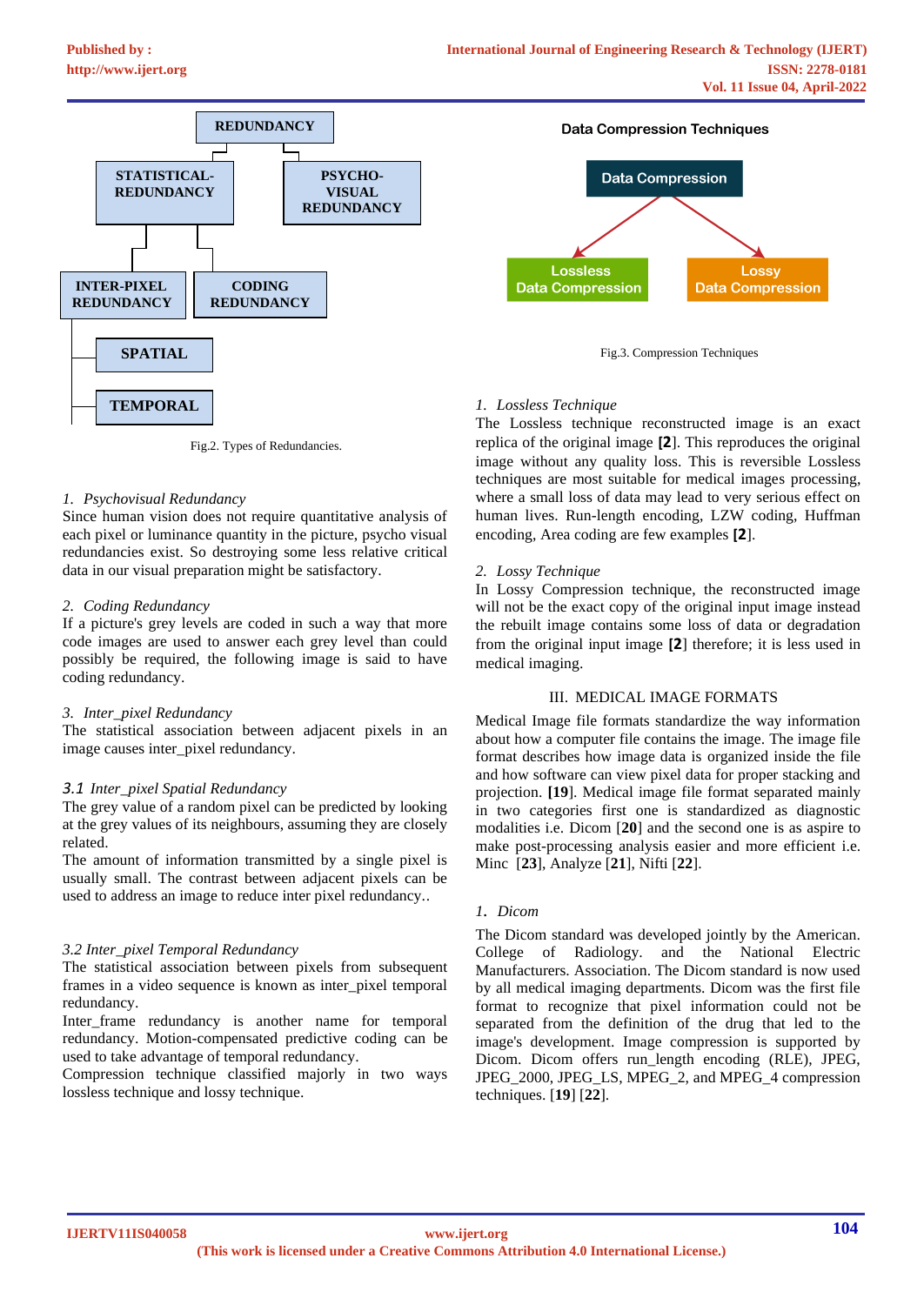Fig.2. Types of Redundancies.

*1. Psychovisual Redundancy*

Since human vision does not require quantitative analysis of each pixel or luminance quantity in the picture, psycho visual redundancies exist. So destroying some less relative critical data in our visual preparation might be satisfactory.

*2. Coding Redundancy*

If a picture's grey levels are coded in such a way that more code images are used to answer each grey level than could possibly be required, the following image is said to have coding redundancy.

*3. Inter_pixel Redundancy*

The statistical association between adjacent pixels in an image causes inter_pixel redundancy.

*3.1 Inter_pixel Spatial Redundancy*

The grey value of a random pixel can be predicted by looking at the grey values of its neighbours, assuming they are closely related.

The amount of information transmitted by a single pixel is usually small. The contrast between adjacent pixels can be used to address an image to reduce inter pixel redundancy..

*3.2 Inter_pixel Temporal Redundancy*

The statistical association between pixels from subsequent frames in a video sequence is known as inter_pixel temporal redundancy.

Inter_frame redundancy is another name for temporal redundancy. Motion-compensated predictive coding can be used to take advantage of temporal redundancy.

Compression technique classified majorly in two ways lossless technique and lossy technique.

Data Compression Techniques

Fig.3. Compression Techniques

*1. Lossless Technique*

The Lossless technique reconstructed image is an exact replica of the original image **[2]**. This reproduces the original image without any quality loss. This is reversible Lossless techniques are most suitable for medical images processing, where a small loss of data may lead to very serious effect on human lives. Run-length encoding, LZW coding, Huffman encoding, Area coding are few examples **[2]**.

*2. Lossy Technique*

In Lossy Compression technique, the reconstructed image will not be the exact copy of the original input image instead the rebuilt image contains some loss of data or degradation from the original input image **[2]** therefore; it is less used in medical imaging.

## III. MEDICAL IMAGE FORMATS

Medical Image file formats standardize the way information about how a computer file contains the image. The image file format describes how image data is organized inside the file and how software can view pixel data for proper stacking and projection. **[19]**. Medical image file format separated mainly in two categories first one is standardized as diagnostic modalities i.e. Dicom [**20**] and the second one is as aspire to make post-processing analysis easier and more efficient i.e. Minc [**23**], Analyze [**21**], Nifti [**22**].

*1. Dicom*

The Dicom standard was developed jointly by the American. College of Radiology. and the National Electric Manufacturers. Association. The Dicom standard is now used by all medical imaging departments. Dicom was the first file format to recognize that pixel information could not be separated from the definition of the drug that led to the image's development. Image compression is supported by Dicom. Dicom offers run_length encoding (RLE), JPEG, JPEG_2000, JPEG_LS, MPEG_2, and MPEG_4 compression techniques. [**19**] [**22**].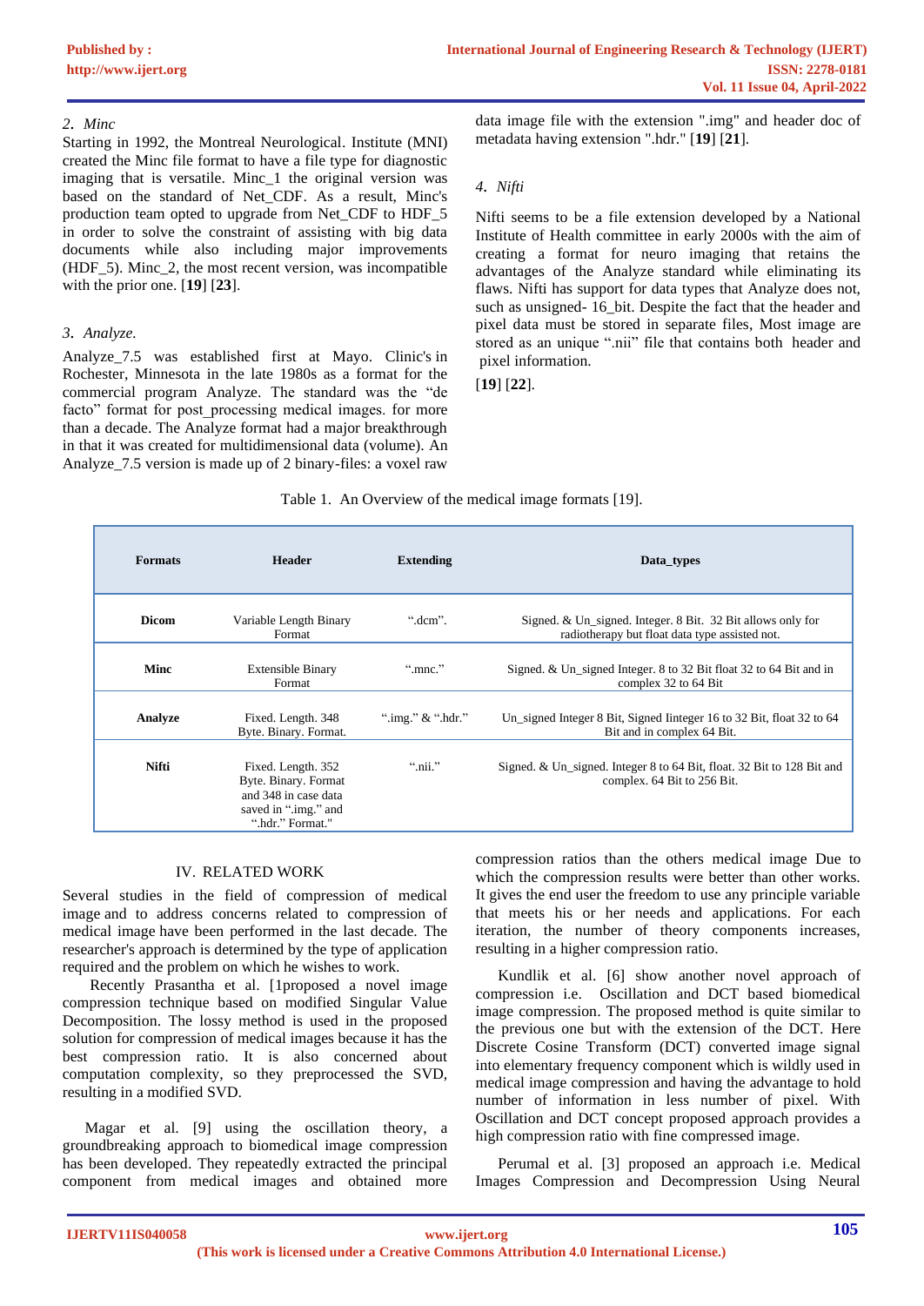### 2. *Minc*

Starting in 1992, the Montreal Neurological Institute (MNI) created the Minc file format to have a file type for diagnostic imaging that is versatile. Minc_1 the original version was based on the standard of Net_CDF. As a result, Minc's production team opted to upgrade from Net_CDF to HDF_5 in order to solve the constraint of assisting with big data documents while also including major improvements (HDF_5). Minc_2, the most recent version, was incompatible with the prior one. [**19**] [**23**].

### 3. *Analyze.*

Analyze_7.5 was established first at Mayo. Clinic's in Rochester, Minnesota in the late 1980s as a format for the commercial program Analyze. The standard was the "de facto" format for post_processing medical images. for more than a decade. The Analyze format had a major breakthrough in that it was created for multidimensional data (volume). An Analyze_7.5 version is made up of 2 binary-files: a voxel raw data image file with the extension ".img" and header doc of metadata having extension ".hdr." [**19**] [**21**].

### 4. *Nifti*

Nifti seems to be a file extension developed by a National Institute of Health committee in early 2000s with the aim of creating a format for neuro imaging that retains the advantages of the Analyze standard while eliminating its flaws. Nifti has support for data types that Analyze does not, such as unsigned- 16_bit. Despite the fact that the header and pixel data must be stored in separate files, Most image are stored as an unique ".nii" file that contains both header and pixel information.

[**19**] [**22**].

Table 1. An Overview of the medical image formats [19].

| Formats | Header | Extending | Data_types |
|---|---|---|---|
| **Dicom** | Variable Length Binary Format | ".dcm". | Signed. & Un_signed. Integer. 8 Bit. 32 Bit allows only for radiotherapy but float data type assisted not. |
| **Minc** | Extensible Binary Format | ".mnc." | Signed. & Un_signed Integer. 8 to 32 Bit float 32 to 64 Bit and in complex 32 to 64 Bit |
| **Analyze** | Fixed. Length. 348 Byte. Binary. Format. | ".img." & ".hdr." | Un_signed Integer 8 Bit, Signed Iinteger 16 to 32 Bit, float 32 to 64 Bit and in complex 64 Bit. |
| **Nifti** | Fixed. Length. 352 Byte. Binary. Format and 348 in case data saved in ".img." and ".hdr." Format." | ".nii." | Signed. & Un_signed. Integer 8 to 64 Bit, float. 32 Bit to 128 Bit and complex. 64 Bit to 256 Bit. |

## IV. RELATED WORK

Several studies in the field of compression of medical image and to address concerns related to compression of medical image have been performed in the last decade. The researcher's approach is determined by the type of application required and the problem on which he wishes to work.

Recently Prasantha et al. [1proposed a novel image compression technique based on modified Singular Value Decomposition. The lossy method is used in the proposed solution for compression of medical images because it has the best compression ratio. It is also concerned about computation complexity, so they preprocessed the SVD, resulting in a modified SVD.

Magar et al. [9] using the oscillation theory, a groundbreaking approach to biomedical image compression has been developed. They repeatedly extracted the principal component from medical images and obtained more compression ratios than the others medical image Due to which the compression results were better than other works. It gives the end user the freedom to use any principle variable that meets his or her needs and applications. For each iteration, the number of theory components increases, resulting in a higher compression ratio.

Kundlik et al. [6] show another novel approach of compression i.e. Oscillation and DCT based biomedical image compression. The proposed method is quite similar to the previous one but with the extension of the DCT. Here Discrete Cosine Transform (DCT) converted image signal into elementary frequency component which is wildly used in medical image compression and having the advantage to hold number of information in less number of pixel. With Oscillation and DCT concept proposed approach provides a high compression ratio with fine compressed image.

Perumal et al. [3] proposed an approach i.e. Medical Images Compression and Decompression Using Neural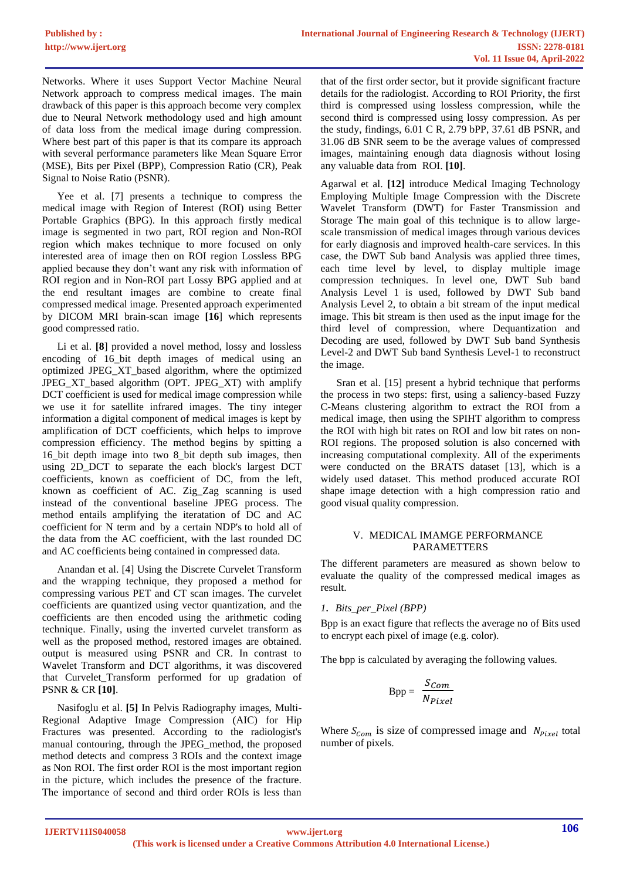Networks. Where it uses Support Vector Machine Neural Network approach to compress medical images. The main drawback of this paper is this approach become very complex due to Neural Network methodology used and high amount of data loss from the medical image during compression. Where best part of this paper is that its compare its approach with several performance parameters like Mean Square Error (MSE), Bits per Pixel (BPP), Compression Ratio (CR), Peak Signal to Noise Ratio (PSNR).

Yee et al. [7] presents a technique to compress the medical image with Region of Interest (ROI) using Better Portable Graphics (BPG). In this approach firstly medical image is segmented in two part, ROI region and Non-ROI region which makes technique to more focused on only interested area of image then on ROI region Lossless BPG applied because they don't want any risk with information of ROI region and in Non-ROI part Lossy BPG applied and at the end resultant images are combine to create final compressed medical image. Presented approach experimented by DICOM MRI brain-scan image **[16]** which represents good compressed ratio.

Li et al. **[8]** provided a novel method, lossy and lossless encoding of 16_bit depth images of medical using an optimized JPEG_XT_based algorithm, where the optimized JPEG_XT_based algorithm (OPT. JPEG_XT) with amplify DCT coefficient is used for medical image compression while we use it for satellite infrared images. The tiny integer information a digital component of medical images is kept by amplification of DCT coefficients, which helps to improve compression efficiency. The method begins by spitting a 16_bit depth image into two 8_bit depth sub images, then using 2D_DCT to separate the each block's largest DCT coefficients, known as coefficient of DC, from the left, known as coefficient of AC. Zig_Zag scanning is used instead of the conventional baseline JPEG process. The method entails amplifying the iteratation of DC and AC coefficient for N term and by a certain NDP's to hold all of the data from the AC coefficient, with the last rounded DC and AC coefficients being contained in compressed data.

Anandan et al. [4] Using the Discrete Curvelet Transform and the wrapping technique, they proposed a method for compressing various PET and CT scan images. The curvelet coefficients are quantized using vector quantization, and the coefficients are then encoded using the arithmetic coding technique. Finally, using the inverted curvelet transform as well as the proposed method, restored images are obtained. output is measured using PSNR and CR. In contrast to Wavelet Transform and DCT algorithms, it was discovered that Curvelet_Transform performed for up gradation of PSNR & CR **[10]**.

Nasifoglu et al. **[5]** In Pelvis Radiography images, Multi-Regional Adaptive Image Compression (AIC) for Hip Fractures was presented. According to the radiologist's manual contouring, through the JPEG_method, the proposed method detects and compress 3 ROIs and the context image as Non ROI. The first order ROI is the most important region in the picture, which includes the presence of the fracture. The importance of second and third order ROIs is less than that of the first order sector, but it provide significant fracture details for the radiologist. According to ROI Priority, the first third is compressed using lossless compression, while the second third is compressed using lossy compression. As per the study, findings, 6.01 C R, 2.79 bPP, 37.61 dB PSNR, and 31.06 dB SNR seem to be the average values of compressed images, maintaining enough data diagnosis without losing any valuable data from ROI. **[10]**.

Agarwal et al. **[12]** introduce Medical Imaging Technology Employing Multiple Image Compression with the Discrete Wavelet Transform (DWT) for Faster Transmission and Storage The main goal of this technique is to allow large-scale transmission of medical images through various devices for early diagnosis and improved health-care services. In this case, the DWT Sub band Analysis was applied three times, each time level by level, to display multiple image compression techniques. In level one, DWT Sub band Analysis Level 1 is used, followed by DWT Sub band Analysis Level 2, to obtain a bit stream of the input medical image. This bit stream is then used as the input image for the third level of compression, where Dequantization and Decoding are used, followed by DWT Sub band Synthesis Level-2 and DWT Sub band Synthesis Level-1 to reconstruct the image.

Sran et al. [15] present a hybrid technique that performs the process in two steps: first, using a saliency-based Fuzzy C-Means clustering algorithm to extract the ROI from a medical image, then using the SPIHT algorithm to compress the ROI with high bit rates on ROI and low bit rates on non-ROI regions. The proposed solution is also concerned with increasing computational complexity. All of the experiments were conducted on the BRATS dataset [13], which is a widely used dataset. This method produced accurate ROI shape image detection with a high compression ratio and good visual quality compression.

## V. MEDICAL IMAMGE PERFORMANCE PARAMETTERS

The different parameters are measured as shown below to evaluate the quality of the compressed medical images as result.

*1. Bits_per_Pixel (BPP)*

Bpp is an exact figure that reflects the average no of Bits used to encrypt each pixel of image (e.g. color).

The bpp is calculated by averaging the following values.

$$\text{Bpp} = \frac{S_{Com}}{N_{Pixel}}$$

Where $S_{Com}$ is size of compressed image and $N_{Pixel}$ total number of pixels.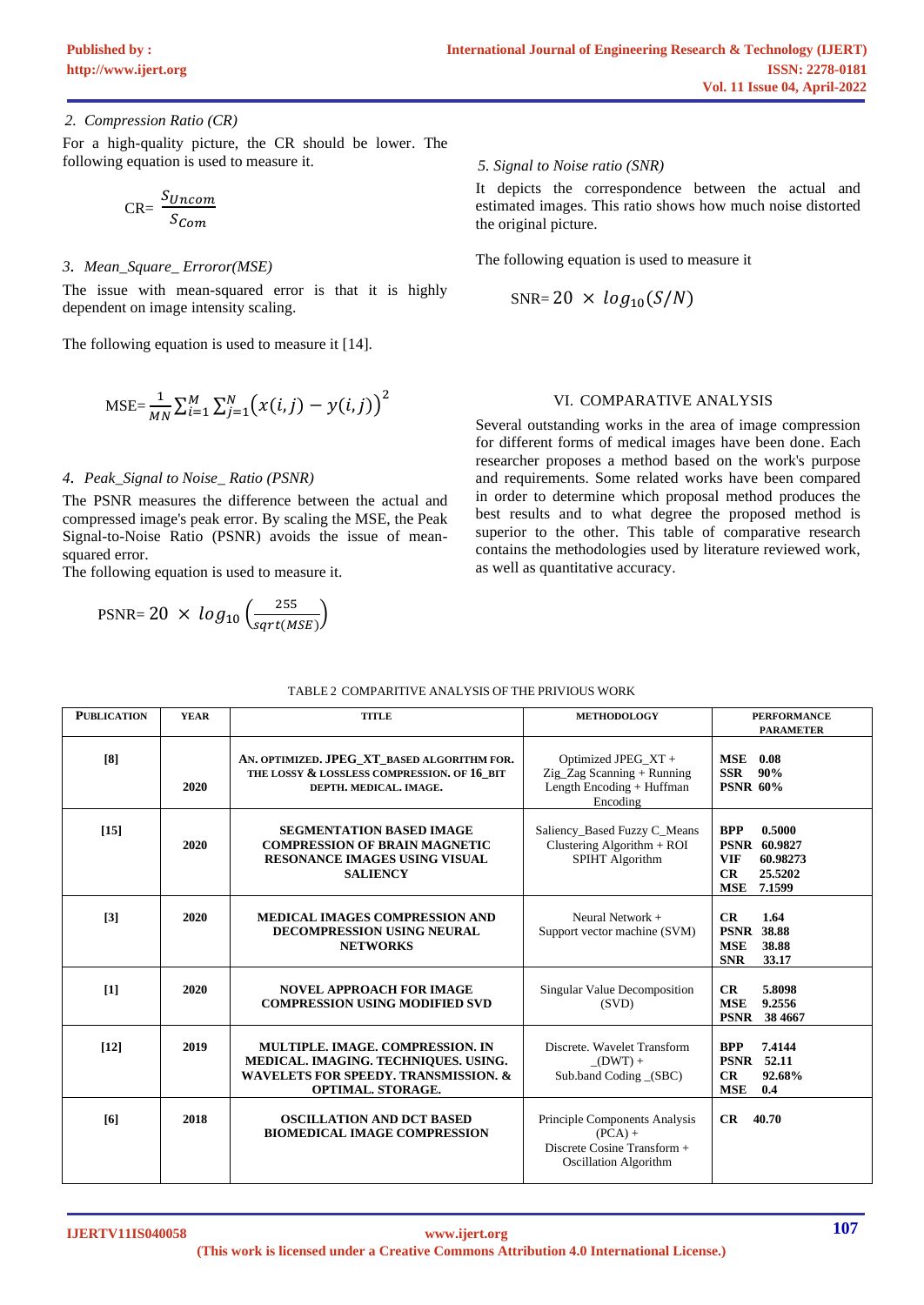*2. Compression Ratio (CR)*

For a high-quality picture, the CR should be lower. The following equation is used to measure it.

$$\text{CR}= \frac{S_{Uncom}}{S_{Com}}$$

*3. Mean_Square_ Erroror(MSE)*

The issue with mean-squared error is that it is highly dependent on image intensity scaling.

The following equation is used to measure it [14].

$$\text{MSE}=\frac{1}{MN}\sum_{i=1}^{M}\sum_{j=1}^{N}\left(x(i,j)-y(i,j)\right)^2$$

*4. Peak_Signal to Noise_ Ratio (PSNR)*

The PSNR measures the difference between the actual and compressed image's peak error. By scaling the MSE, the Peak Signal-to-Noise Ratio (PSNR) avoids the issue of mean-squared error.

The following equation is used to measure it.

$$\text{PSNR}= 20 \times log_{10}\left(\frac{255}{sqrt(MSE)}\right)$$

*5. Signal to Noise ratio (SNR)*

It depicts the correspondence between the actual and estimated images. This ratio shows how much noise distorted the original picture.

The following equation is used to measure it

$$\text{SNR}= 20 \times log_{10}(S/N)$$

## VI. COMPARATIVE ANALYSIS

Several outstanding works in the area of image compression for different forms of medical images have been done. Each researcher proposes a method based on the work's purpose and requirements. Some related works have been compared in order to determine which proposal method produces the best results and to what degree the proposed method is superior to the other. This table of comparative research contains the methodologies used by literature reviewed work, as well as quantitative accuracy.

TABLE 2 COMPARITIVE ANALYSIS OF THE PRIVIOUS WORK

| PUBLICATION | YEAR | TITLE | METHODOLOGY | PERFORMANCE PARAMETER |
|---|---|---|---|---|
| [8] | 2020 | AN. OPTIMIZED. JPEG_XT_BASED ALGORITHM FOR. THE LOSSY & LOSSLESS COMPRESSION. OF 16_BIT DEPTH. MEDICAL. IMAGE. | Optimized JPEG_XT + Zig_Zag Scanning + Running Length Encoding + Huffman Encoding | MSE 0.08<br>SSR 90%<br>PSNR 60% |
| [15] | 2020 | SEGMENTATION BASED IMAGE COMPRESSION OF BRAIN MAGNETIC RESONANCE IMAGES USING VISUAL SALIENCY | Saliency_Based Fuzzy C_Means Clustering Algorithm + ROI SPIHT Algorithm | BPP 0.5000<br>PSNR 60.9827<br>VIF 60.98273<br>CR 25.5202<br>MSE 7.1599 |
| [3] | 2020 | MEDICAL IMAGES COMPRESSION AND DECOMPRESSION USING NEURAL NETWORKS | Neural Network + Support vector machine (SVM) | CR 1.64<br>PSNR 38.88<br>MSE 38.88<br>SNR 33.17 |
| [1] | 2020 | NOVEL APPROACH FOR IMAGE COMPRESSION USING MODIFIED SVD | Singular Value Decomposition (SVD) | CR 5.8098<br>MSE 9.2556<br>PSNR 38 4667 |
| [12] | 2019 | MULTIPLE. IMAGE. COMPRESSION. IN MEDICAL. IMAGING. TECHNIQUES. USING. WAVELETS FOR SPEEDY. TRANSMISSION. & OPTIMAL. STORAGE. | Discrete. Wavelet Transform _(DWT) + Sub.band Coding _(SBC) | BPP 7.4144<br>PSNR 52.11<br>CR 92.68%<br>MSE 0.4 |
| [6] | 2018 | OSCILLATION AND DCT BASED BIOMEDICAL IMAGE COMPRESSION | Principle Components Analysis (PCA) + Discrete Cosine Transform + Oscillation Algorithm | CR 40.70 |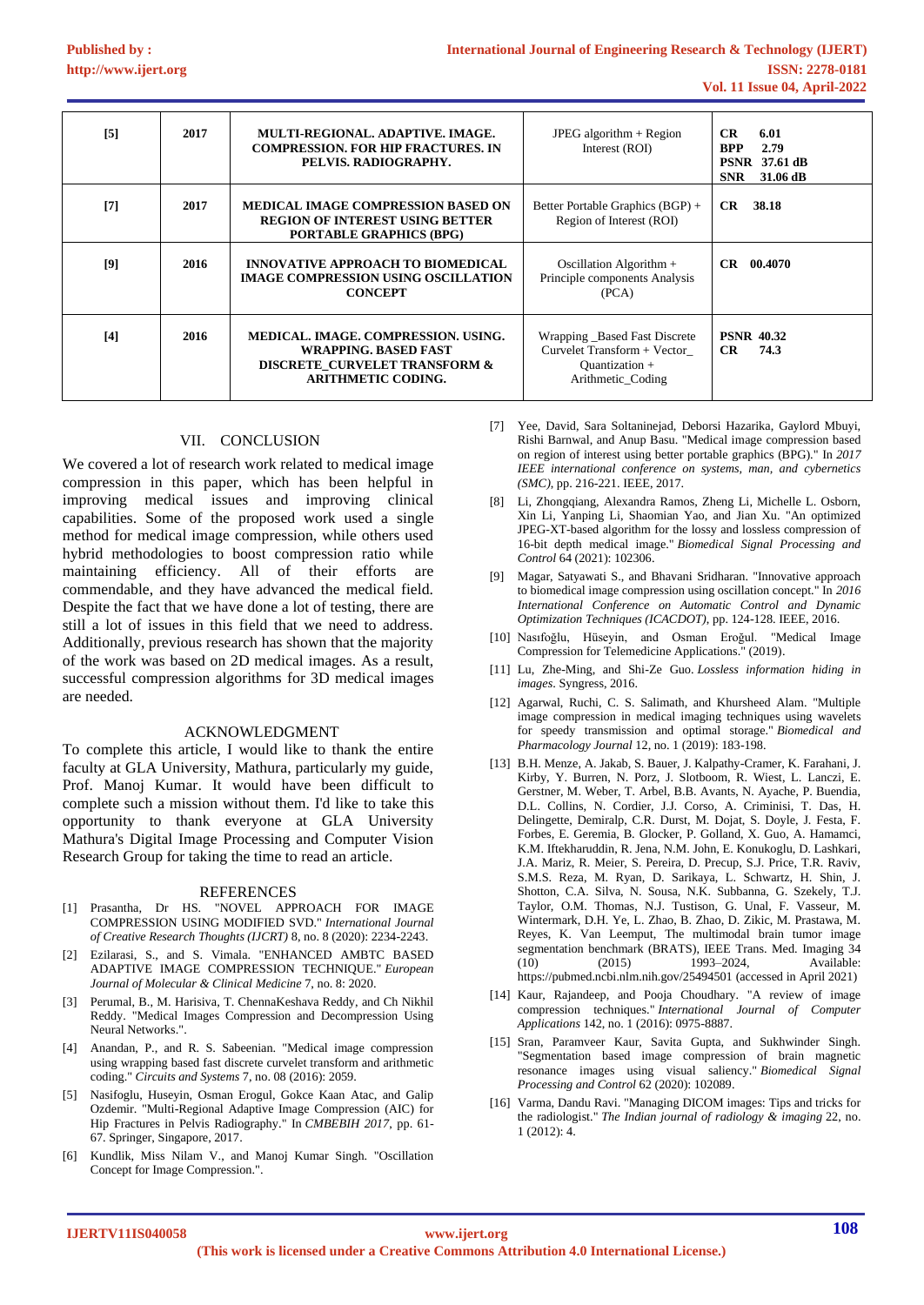| [5] | 2017 | **MULTI-REGIONAL. ADAPTIVE. IMAGE. COMPRESSION. FOR HIP FRACTURES. IN PELVIS. RADIOGRAPHY.** | JPEG algorithm + Region Interest (ROI) | **CR** 6.01<br>**BPP** 2.79<br>**PSNR** 37.61 dB<br>**SNR** 31.06 dB |
|---|---|---|---|---|
| [7] | 2017 | **MEDICAL IMAGE COMPRESSION BASED ON REGION OF INTEREST USING BETTER PORTABLE GRAPHICS (BPG)** | Better Portable Graphics (BGP) + Region of Interest (ROI) | **CR** 38.18 |
| [9] | 2016 | **INNOVATIVE APPROACH TO BIOMEDICAL IMAGE COMPRESSION USING OSCILLATION CONCEPT** | Oscillation Algorithm + Principle components Analysis (PCA) | **CR** 00.4070 |
| [4] | 2016 | **MEDICAL. IMAGE. COMPRESSION. USING. WRAPPING. BASED FAST DISCRETE_CURVELET TRANSFORM & ARITHMETIC CODING.** | Wrapping _Based Fast Discrete Curvelet Transform + Vector_ Quantization + Arithmetic_Coding | **PSNR** 40.32<br>**CR** 74.3 |

## VII. CONCLUSION

We covered a lot of research work related to medical image compression in this paper, which has been helpful in improving medical issues and improving clinical capabilities. Some of the proposed work used a single method for medical image compression, while others used hybrid methodologies to boost compression ratio while maintaining efficiency. All of their efforts are commendable, and they have advanced the medical field. Despite the fact that we have done a lot of testing, there are still a lot of issues in this field that we need to address. Additionally, previous research has shown that the majority of the work was based on 2D medical images. As a result, successful compression algorithms for 3D medical images are needed.

## ACKNOWLEDGMENT

To complete this article, I would like to thank the entire faculty at GLA University, Mathura, particularly my guide, Prof. Manoj Kumar. It would have been difficult to complete such a mission without them. I'd like to take this opportunity to thank everyone at GLA University Mathura's Digital Image Processing and Computer Vision Research Group for taking the time to read an article.

## REFERENCES

[1] Prasantha, Dr HS. "NOVEL APPROACH FOR IMAGE COMPRESSION USING MODIFIED SVD." *International Journal of Creative Research Thoughts (IJCRT)* 8, no. 8 (2020): 2234-2243.

[2] Ezilarasi, S., and S. Vimala. "ENHANCED AMBTC BASED ADAPTIVE IMAGE COMPRESSION TECHNIQUE." *European Journal of Molecular & Clinical Medicine* 7, no. 8: 2020.

[3] Perumal, B., M. Harisiva, T. ChennaKeshava Reddy, and Ch Nikhil Reddy. "Medical Images Compression and Decompression Using Neural Networks.".

[4] Anandan, P., and R. S. Sabeenian. "Medical image compression using wrapping based fast discrete curvelet transform and arithmetic coding." *Circuits and Systems* 7, no. 08 (2016): 2059.

[5] Nasifoglu, Huseyin, Osman Erogul, Gokce Kaan Atac, and Galip Ozdemir. "Multi-Regional Adaptive Image Compression (AIC) for Hip Fractures in Pelvis Radiography." In *CMBEBIH 2017*, pp. 61-67. Springer, Singapore, 2017.

[6] Kundlik, Miss Nilam V., and Manoj Kumar Singh. "Oscillation Concept for Image Compression.".

[7] Yee, David, Sara Soltaninejad, Deborsi Hazarika, Gaylord Mbuyi, Rishi Barnwal, and Anup Basu. "Medical image compression based on region of interest using better portable graphics (BPG)." In *2017 IEEE international conference on systems, man, and cybernetics (SMC)*, pp. 216-221. IEEE, 2017.

[8] Li, Zhongqiang, Alexandra Ramos, Zheng Li, Michelle L. Osborn, Xin Li, Yanping Li, Shaomian Yao, and Jian Xu. "An optimized JPEG-XT-based algorithm for the lossy and lossless compression of 16-bit depth medical image." *Biomedical Signal Processing and Control* 64 (2021): 102306.

[9] Magar, Satyawati S., and Bhavani Sridharan. "Innovative approach to biomedical image compression using oscillation concept." In *2016 International Conference on Automatic Control and Dynamic Optimization Techniques (ICACDOT)*, pp. 124-128. IEEE, 2016.

[10] Nasıfoğlu, Hüseyin, and Osman Eroğul. "Medical Image Compression for Telemedicine Applications." (2019).

[11] Lu, Zhe-Ming, and Shi-Ze Guo. *Lossless information hiding in images*. Syngress, 2016.

[12] Agarwal, Ruchi, C. S. Salimath, and Khursheed Alam. "Multiple image compression in medical imaging techniques using wavelets for speedy transmission and optimal storage." *Biomedical and Pharmacology Journal* 12, no. 1 (2019): 183-198.

[13] B.H. Menze, A. Jakab, S. Bauer, J. Kalpathy-Cramer, K. Farahani, J. Kirby, Y. Burren, N. Porz, J. Slotboom, R. Wiest, L. Lanczi, E. Gerstner, M. Weber, T. Arbel, B.B. Avants, N. Ayache, P. Buendia, D.L. Collins, N. Cordier, J.J. Corso, A. Criminisi, T. Das, H. Delingette, Demiralp, C.R. Durst, M. Dojat, S. Doyle, J. Festa, F. Forbes, E. Geremia, B. Glocker, P. Golland, X. Guo, A. Hamamci, K.M. Iftekharuddin, R. Jena, N.M. John, E. Konukoglu, D. Lashkari, J.A. Mariz, R. Meier, S. Pereira, D. Precup, S.J. Price, T.R. Raviv, S.M.S. Reza, M. Ryan, D. Sarikaya, L. Schwartz, H. Shin, J. Shotton, C.A. Silva, N. Sousa, N.K. Subbanna, G. Szekely, T.J. Taylor, O.M. Thomas, N.J. Tustison, G. Unal, F. Vasseur, M. Wintermark, D.H. Ye, L. Zhao, B. Zhao, D. Zikic, M. Prastawa, M. Reyes, K. Van Leemput, The multimodal brain tumor image segmentation benchmark (BRATS), IEEE Trans. Med. Imaging 34 (10) (2015) 1993–2024, Available: https://pubmed.ncbi.nlm.nih.gov/25494501 (accessed in April 2021)

[14] Kaur, Rajandeep, and Pooja Choudhary. "A review of image compression techniques." *International Journal of Computer Applications* 142, no. 1 (2016): 0975-8887.

[15] Sran, Paramveer Kaur, Savita Gupta, and Sukhwinder Singh. "Segmentation based image compression of brain magnetic resonance images using visual saliency." *Biomedical Signal Processing and Control* 62 (2020): 102089.

[16] Varma, Dandu Ravi. "Managing DICOM images: Tips and tricks for the radiologist." *The Indian journal of radiology & imaging* 22, no. 1 (2012): 4.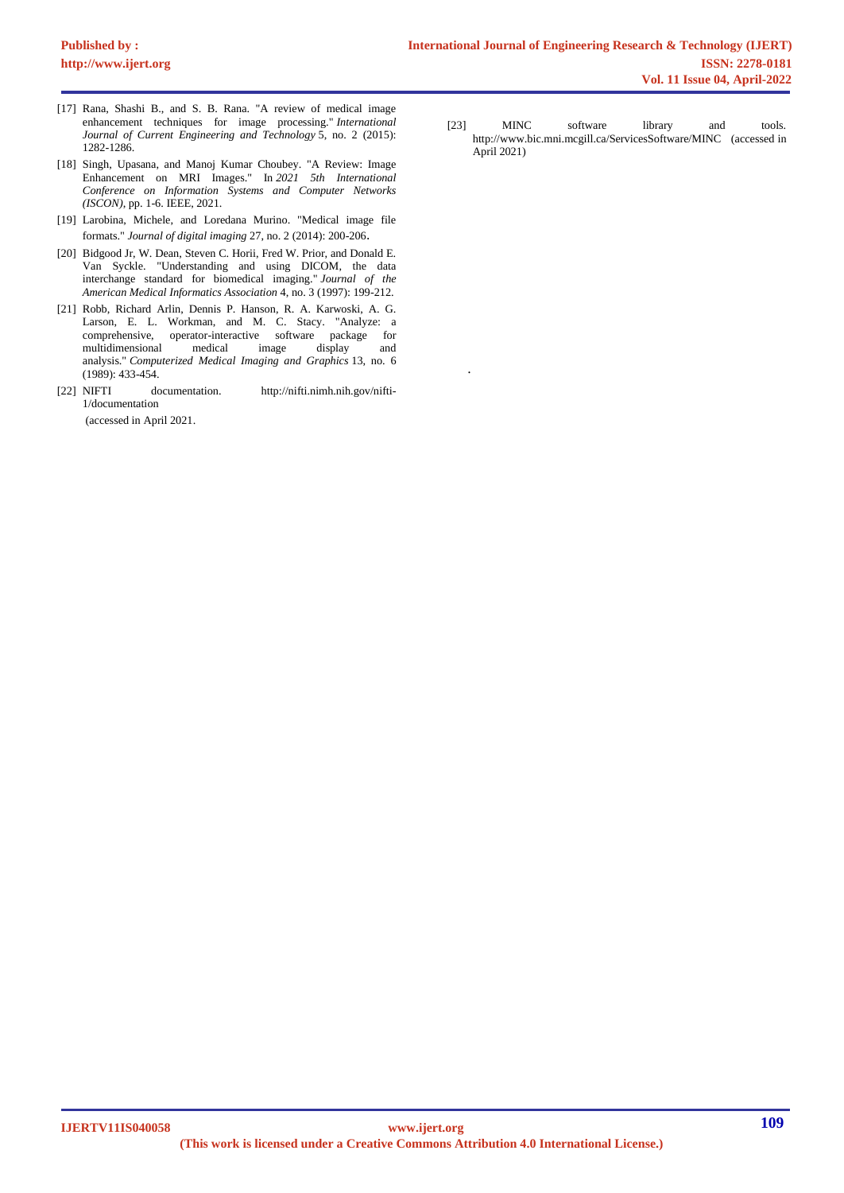[17] Rana, Shashi B., and S. B. Rana. "A review of medical image enhancement techniques for image processing." *International Journal of Current Engineering and Technology* 5, no. 2 (2015): 1282-1286.

[18] Singh, Upasana, and Manoj Kumar Choubey. "A Review: Image Enhancement on MRI Images." In *2021 5th International Conference on Information Systems and Computer Networks (ISCON)*, pp. 1-6. IEEE, 2021.

[19] Larobina, Michele, and Loredana Murino. "Medical image file formats." *Journal of digital imaging* 27, no. 2 (2014): 200-206.

[20] Bidgood Jr, W. Dean, Steven C. Horii, Fred W. Prior, and Donald E. Van Syckle. "Understanding and using DICOM, the data interchange standard for biomedical imaging." *Journal of the American Medical Informatics Association* 4, no. 3 (1997): 199-212.

[21] Robb, Richard Arlin, Dennis P. Hanson, R. A. Karwoski, A. G. Larson, E. L. Workman, and M. C. Stacy. "Analyze: a comprehensive, operator-interactive software package for multidimensional medical image display and analysis." *Computerized Medical Imaging and Graphics* 13, no. 6 (1989): 433-454.

[22] NIFTI documentation. http://nifti.nimh.nih.gov/nifti-1/documentation (accessed in April 2021.

[23] MINC software library and tools. http://www.bic.mni.mcgill.ca/ServicesSoftware/MINC (accessed in April 2021)